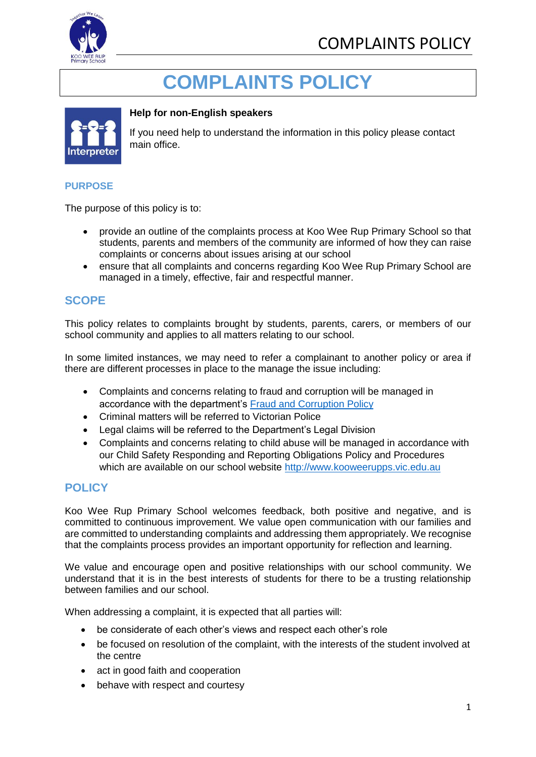# COMPLAINTS POLICY

**Help for non-English speakers**

If you need help to understand the information in this policy please contact main office.

## PURPOSE

The purpose of this policy is to:

- provide an outline of the complaints process at Koo Wee Rup Primary School so that students, parents and members of the community are informed of how they can raise complaints or concerns about issues arising at our school
- ensure that all complaints and concerns regarding Koo Wee Rup Primary School are managed in a timely, effective, fair and respectful manner.

## SCOPE

This policy relates to complaints brought by students, parents, carers, or members of our school community and applies to all matters relating to our school.

In some limited instances, we may need to refer a complainant to another policy or area if there are different processes in place to the manage the issue including:

- Complaints and concerns relating to fraud and corruption will be managed in accordance with the department's [Fraud and Corruption Policy]
- Criminal matters will be referred to Victorian Police
- Legal claims will be referred to the Department's Legal Division
- Complaints and concerns relating to child abuse will be managed in accordance with our Child Safety Responding and Reporting Obligations Policy and Procedures which are available on our school website http://www.kooweerupps.vic.edu.au

## POLICY

Koo Wee Rup Primary School welcomes feedback, both positive and negative, and is committed to continuous improvement. We value open communication with our families and are committed to understanding complaints and addressing them appropriately. We recognise that the complaints process provides an important opportunity for reflection and learning.

We value and encourage open and positive relationships with our school community. We understand that it is in the best interests of students for there to be a trusting relationship between families and our school.

When addressing a complaint, it is expected that all parties will:

- be considerate of each other's views and respect each other's role
- be focused on resolution of the complaint, with the interests of the student involved at the centre
- act in good faith and cooperation
- behave with respect and courtesy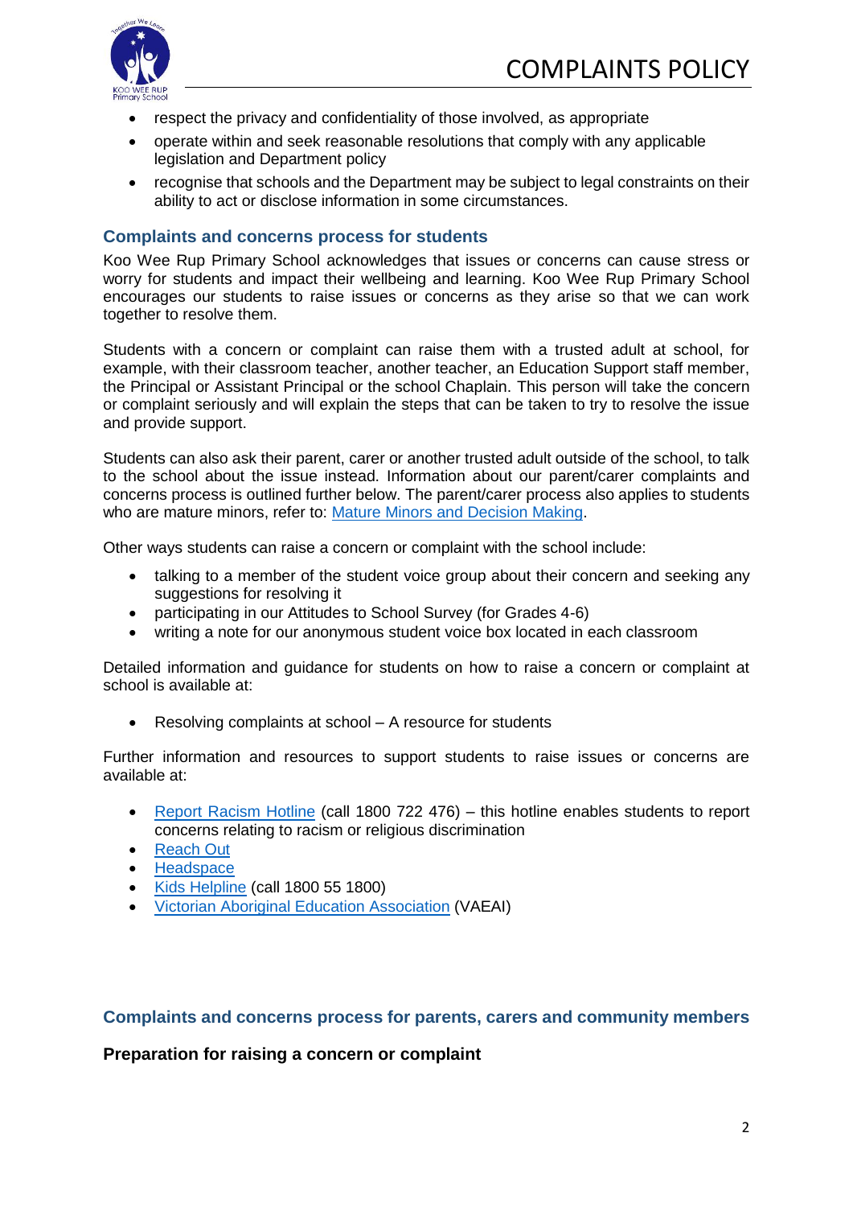- respect the privacy and confidentiality of those involved, as appropriate
- operate within and seek reasonable resolutions that comply with any applicable legislation and Department policy
- recognise that schools and the Department may be subject to legal constraints on their ability to act or disclose information in some circumstances.

## Complaints and concerns process for students

Koo Wee Rup Primary School acknowledges that issues or concerns can cause stress or worry for students and impact their wellbeing and learning. Koo Wee Rup Primary School encourages our students to raise issues or concerns as they arise so that we can work together to resolve them.

Students with a concern or complaint can raise them with a trusted adult at school, for example, with their classroom teacher, another teacher, an Education Support staff member, the Principal or Assistant Principal or the school Chaplain. This person will take the concern or complaint seriously and will explain the steps that can be taken to try to resolve the issue and provide support.

Students can also ask their parent, carer or another trusted adult outside of the school, to talk to the school about the issue instead. Information about our parent/carer complaints and concerns process is outlined further below. The parent/carer process also applies to students who are mature minors, refer to: [Mature Minors and Decision Making](Mature Minors and Decision Making).

Other ways students can raise a concern or complaint with the school include:

- talking to a member of the student voice group about their concern and seeking any suggestions for resolving it
- participating in our Attitudes to School Survey (for Grades 4-6)
- writing a note for our anonymous student voice box located in each classroom

Detailed information and guidance for students on how to raise a concern or complaint at school is available at:

- Resolving complaints at school – A resource for students

Further information and resources to support students to raise issues or concerns are available at:

- Report Racism Hotline (call 1800 722 476) – this hotline enables students to report concerns relating to racism or religious discrimination
- Reach Out
- Headspace
- Kids Helpline (call 1800 55 1800)
- Victorian Aboriginal Education Association (VAEAI)

## Complaints and concerns process for parents, carers and community members

### Preparation for raising a concern or complaint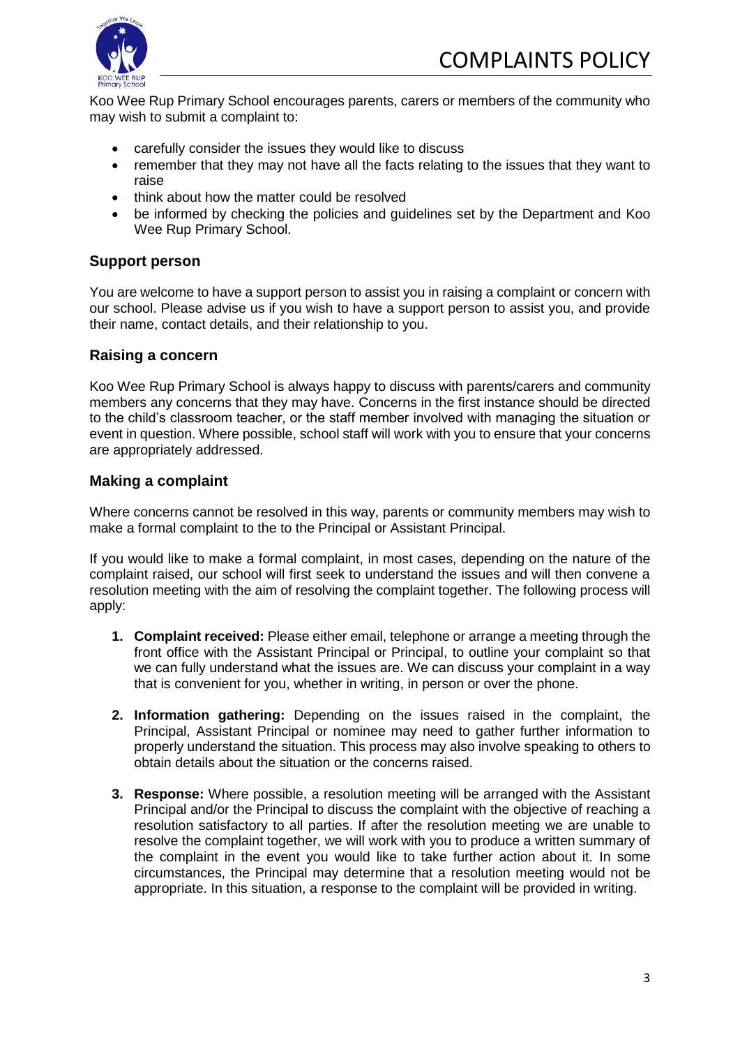Koo Wee Rup Primary School encourages parents, carers or members of the community who may wish to submit a complaint to:

- carefully consider the issues they would like to discuss
- remember that they may not have all the facts relating to the issues that they want to raise
- think about how the matter could be resolved
- be informed by checking the policies and guidelines set by the Department and Koo Wee Rup Primary School.

## Support person

You are welcome to have a support person to assist you in raising a complaint or concern with our school. Please advise us if you wish to have a support person to assist you, and provide their name, contact details, and their relationship to you.

## Raising a concern

Koo Wee Rup Primary School is always happy to discuss with parents/carers and community members any concerns that they may have. Concerns in the first instance should be directed to the child's classroom teacher, or the staff member involved with managing the situation or event in question. Where possible, school staff will work with you to ensure that your concerns are appropriately addressed.

## Making a complaint

Where concerns cannot be resolved in this way, parents or community members may wish to make a formal complaint to the to the Principal or Assistant Principal.

If you would like to make a formal complaint, in most cases, depending on the nature of the complaint raised, our school will first seek to understand the issues and will then convene a resolution meeting with the aim of resolving the complaint together. The following process will apply:

1. **Complaint received:** Please either email, telephone or arrange a meeting through the front office with the Assistant Principal or Principal, to outline your complaint so that we can fully understand what the issues are. We can discuss your complaint in a way that is convenient for you, whether in writing, in person or over the phone.

2. **Information gathering:** Depending on the issues raised in the complaint, the Principal, Assistant Principal or nominee may need to gather further information to properly understand the situation. This process may also involve speaking to others to obtain details about the situation or the concerns raised.

3. **Response:** Where possible, a resolution meeting will be arranged with the Assistant Principal and/or the Principal to discuss the complaint with the objective of reaching a resolution satisfactory to all parties. If after the resolution meeting we are unable to resolve the complaint together, we will work with you to produce a written summary of the complaint in the event you would like to take further action about it. In some circumstances, the Principal may determine that a resolution meeting would not be appropriate. In this situation, a response to the complaint will be provided in writing.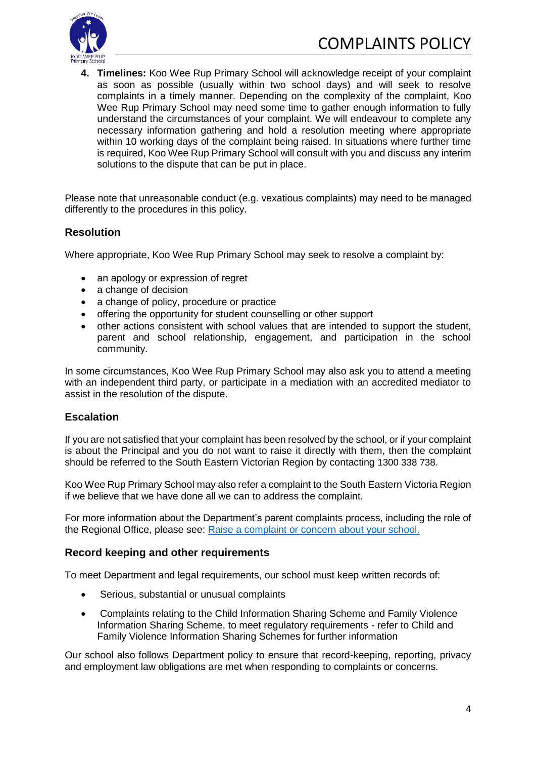4. **Timelines:** Koo Wee Rup Primary School will acknowledge receipt of your complaint as soon as possible (usually within two school days) and will seek to resolve complaints in a timely manner. Depending on the complexity of the complaint, Koo Wee Rup Primary School may need some time to gather enough information to fully understand the circumstances of your complaint. We will endeavour to complete any necessary information gathering and hold a resolution meeting where appropriate within 10 working days of the complaint being raised. In situations where further time is required, Koo Wee Rup Primary School will consult with you and discuss any interim solutions to the dispute that can be put in place.

Please note that unreasonable conduct (e.g. vexatious complaints) may need to be managed differently to the procedures in this policy.

## Resolution

Where appropriate, Koo Wee Rup Primary School may seek to resolve a complaint by:

- an apology or expression of regret
- a change of decision
- a change of policy, procedure or practice
- offering the opportunity for student counselling or other support
- other actions consistent with school values that are intended to support the student, parent and school relationship, engagement, and participation in the school community.

In some circumstances, Koo Wee Rup Primary School may also ask you to attend a meeting with an independent third party, or participate in a mediation with an accredited mediator to assist in the resolution of the dispute.

## Escalation

If you are not satisfied that your complaint has been resolved by the school, or if your complaint is about the Principal and you do not want to raise it directly with them, then the complaint should be referred to the South Eastern Victorian Region by contacting 1300 338 738.

Koo Wee Rup Primary School may also refer a complaint to the South Eastern Victoria Region if we believe that we have done all we can to address the complaint.

For more information about the Department's parent complaints process, including the role of the Regional Office, please see: [Raise a complaint or concern about your school.]()

## Record keeping and other requirements

To meet Department and legal requirements, our school must keep written records of:

- Serious, substantial or unusual complaints
- Complaints relating to the Child Information Sharing Scheme and Family Violence Information Sharing Scheme, to meet regulatory requirements - refer to Child and Family Violence Information Sharing Schemes for further information

Our school also follows Department policy to ensure that record-keeping, reporting, privacy and employment law obligations are met when responding to complaints or concerns.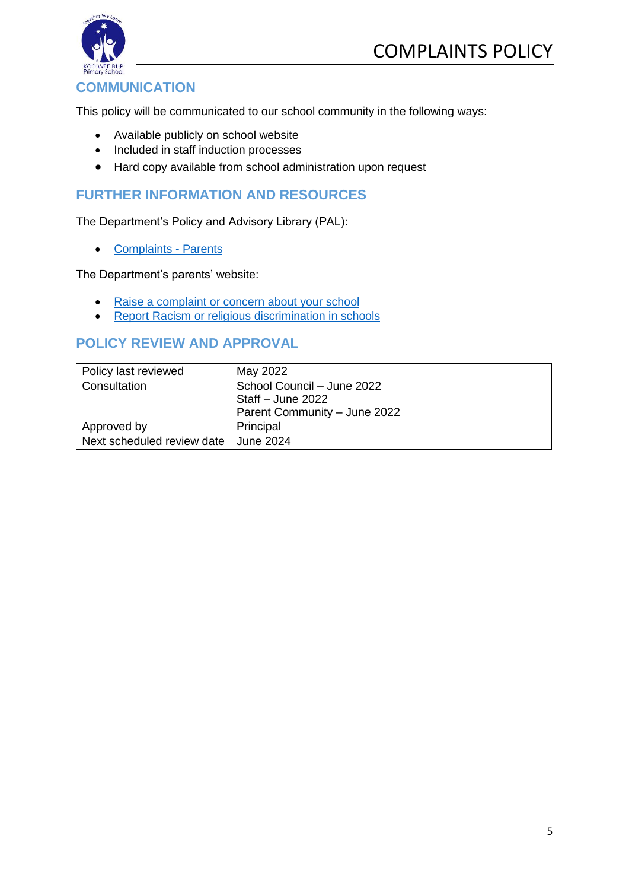## COMMUNICATION

This policy will be communicated to our school community in the following ways:

- Available publicly on school website
- Included in staff induction processes
- Hard copy available from school administration upon request

## FURTHER INFORMATION AND RESOURCES

The Department's Policy and Advisory Library (PAL):

- Complaints - Parents

The Department's parents' website:

- Raise a complaint or concern about your school
- Report Racism or religious discrimination in schools

## POLICY REVIEW AND APPROVAL

| | |
|---|---|
| Policy last reviewed | May 2022 |
| Consultation | School Council – June 2022<br>Staff – June 2022<br>Parent Community – June 2022 |
| Approved by | Principal |
| Next scheduled review date | June 2024 |